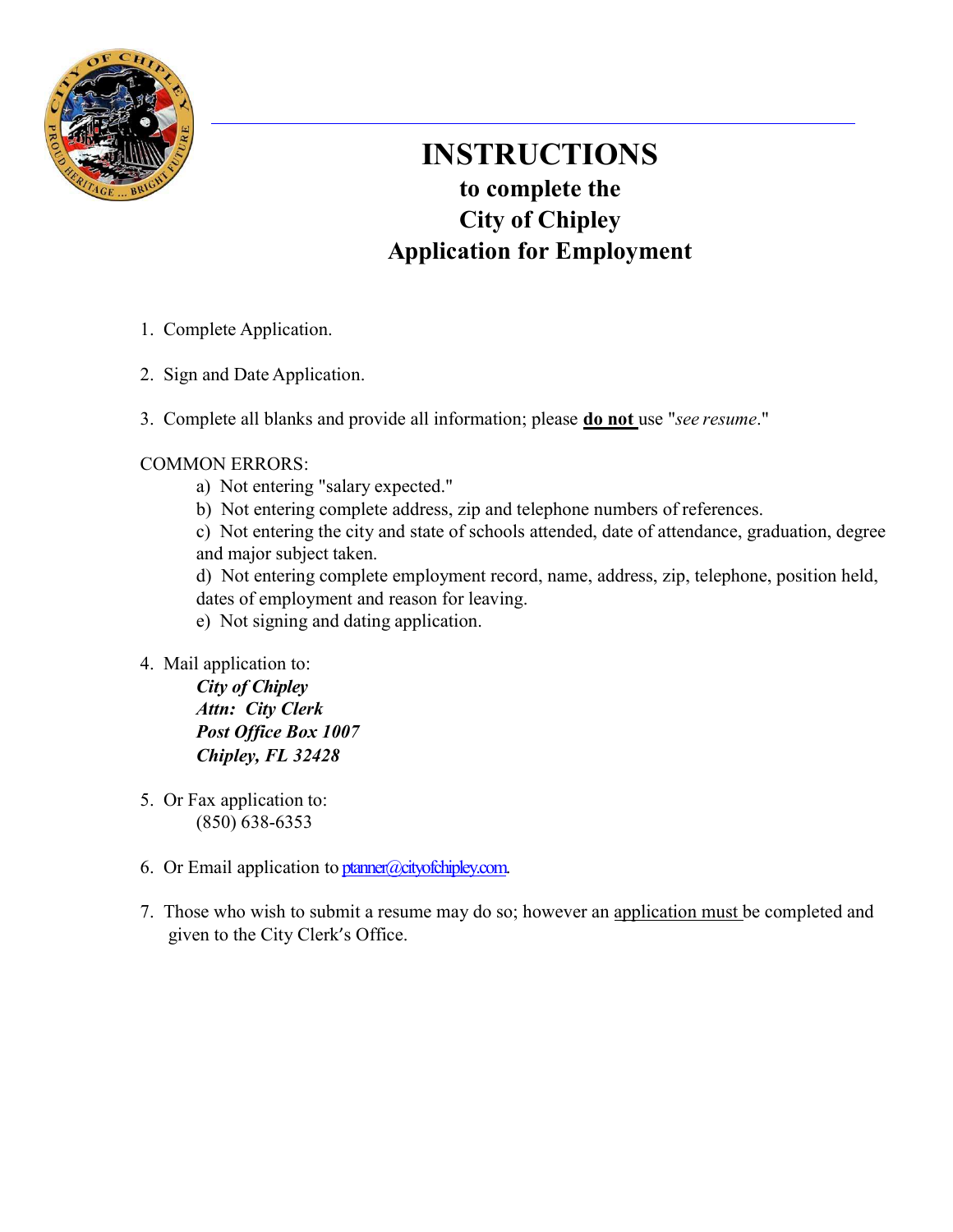# INSTRUCTIONS

## to complete the City of Chipley Application for Employment

1. Complete Application.

2. Sign and Date Application.

3. Complete all blanks and provide all information; please **do not** use "*see resume*."

COMMON ERRORS:

a) Not entering "salary expected."

b) Not entering complete address, zip and telephone numbers of references.

c) Not entering the city and state of schools attended, date of attendance, graduation, degree and major subject taken.

d) Not entering complete employment record, name, address, zip, telephone, position held, dates of employment and reason for leaving.

e) Not signing and dating application.

4. Mail application to:

   ***City of Chipley***
   ***Attn: City Clerk***
   ***Post Office Box 1007***
   ***Chipley, FL 32428***

5. Or Fax application to:
   (850) 638-6353

6. Or Email application to ptanner@cityofchipley.com.

7. Those who wish to submit a resume may do so; however an application must be completed and given to the City Clerk's Office.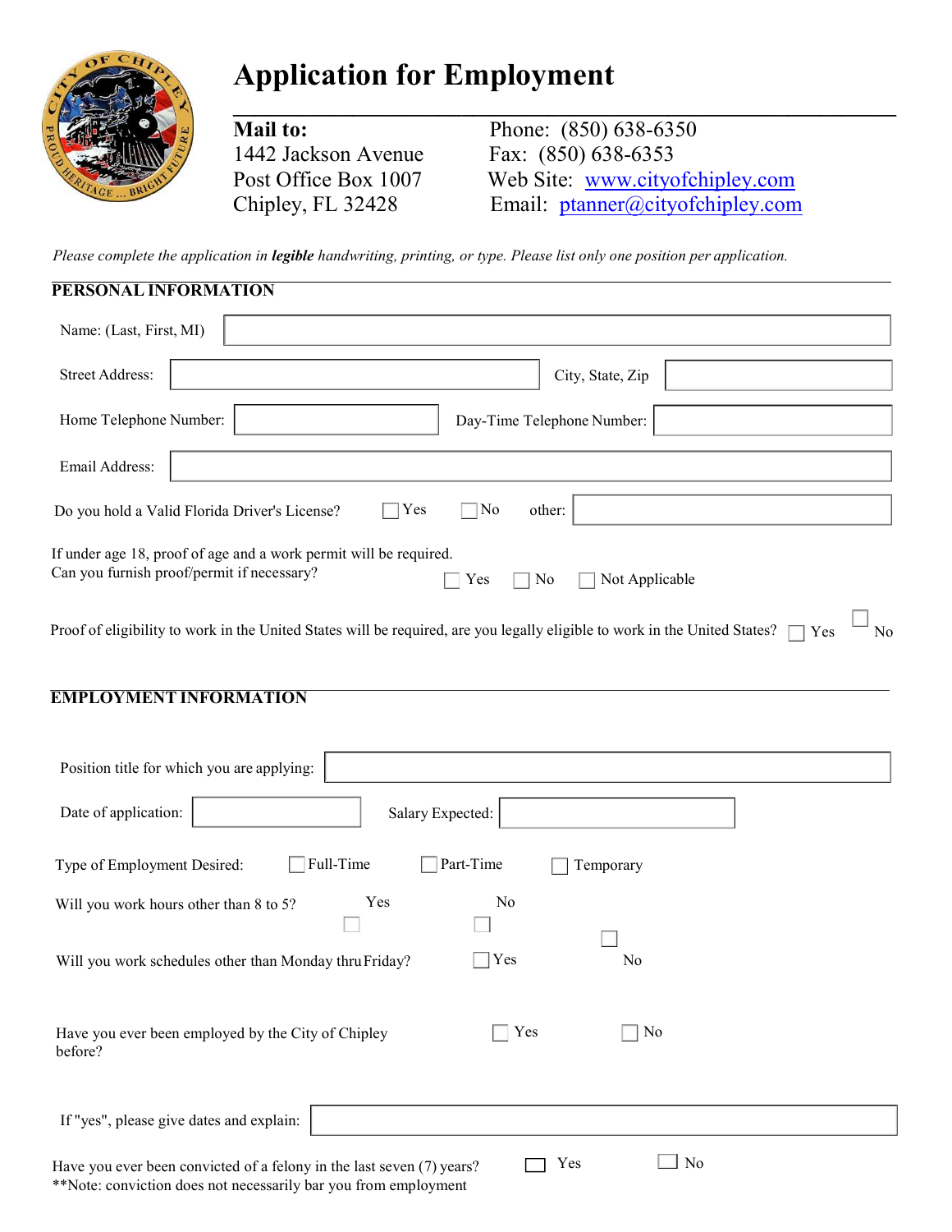# Application for Employment

**Mail to:**
1442 Jackson Avenue
Post Office Box 1007
Chipley, FL 32428

Phone: (850) 638-6350
Fax: (850) 638-6353
Web Site: www.cityofchipley.com
Email: ptanner@cityofchipley.com

*Please complete the application in **legible** handwriting, printing, or type. Please list only one position per application.*

## PERSONAL INFORMATION

Name: (Last, First, MI)

Street Address: City, State, Zip

Home Telephone Number: Day-Time Telephone Number:

Email Address:

Do you hold a Valid Florida Driver's License? ☐ Yes ☐ No other:

If under age 18, proof of age and a work permit will be required.
Can you furnish proof/permit if necessary? ☐ Yes ☐ No ☐ Not Applicable

Proof of eligibility to work in the United States will be required, are you legally eligible to work in the United States? ☐ Yes ☐ No

## EMPLOYMENT INFORMATION

Position title for which you are applying:

Date of application: Salary Expected:

Type of Employment Desired: ☐ Full-Time ☐ Part-Time ☐ Temporary

Will you work hours other than 8 to 5? ☐ Yes ☐ No

Will you work schedules other than Monday thru Friday? ☐ Yes ☐ No

Have you ever been employed by the City of Chipley before? ☐ Yes ☐ No

If "yes", please give dates and explain:

Have you ever been convicted of a felony in the last seven (7) years? ☐ Yes ☐ No
**Note: conviction does not necessarily bar you from employment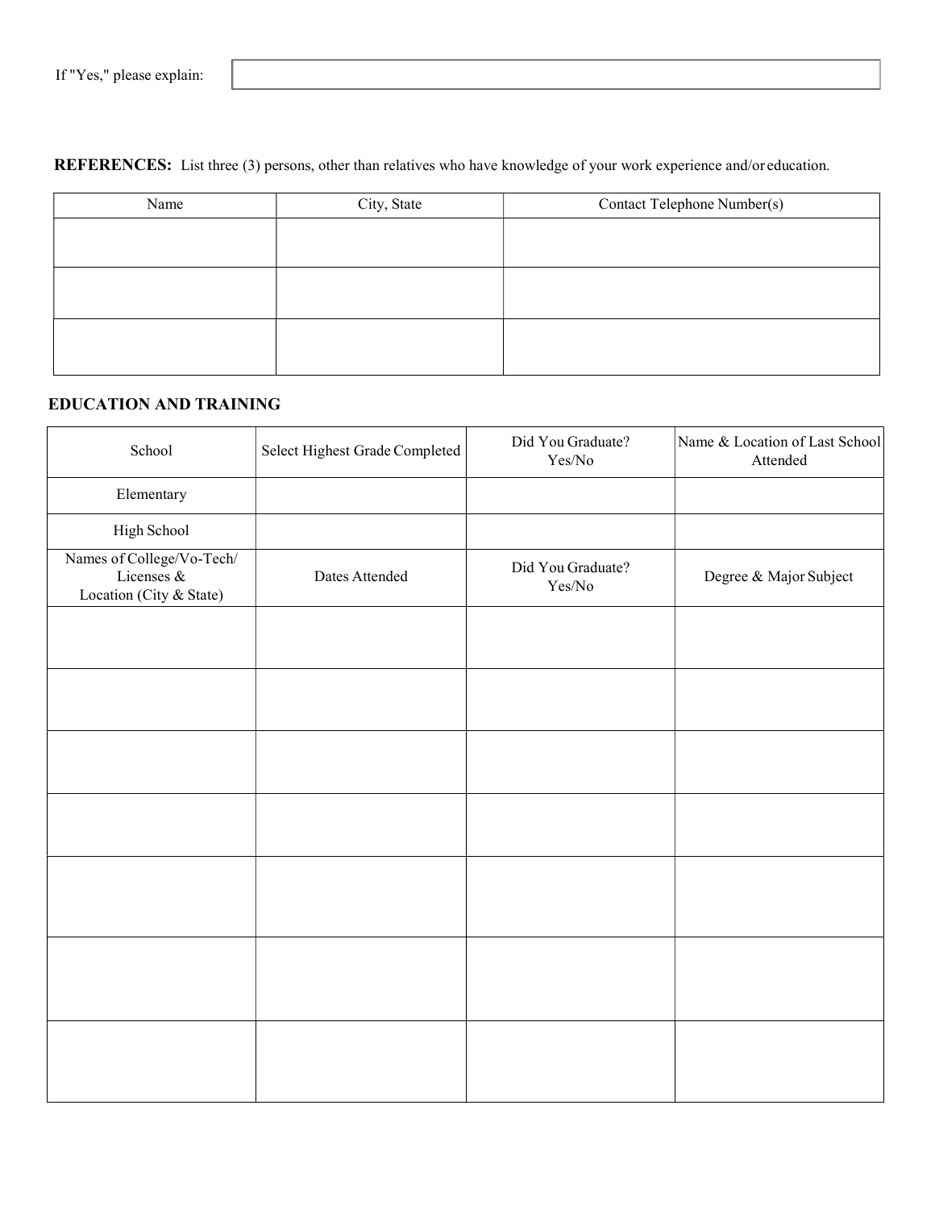If "Yes," please explain:

**REFERENCES:** List three (3) persons, other than relatives who have knowledge of your work experience and/or education.

| Name | City, State | Contact Telephone Number(s) |
|---|---|---|
| | | |
| | | |
| | | |

**EDUCATION AND TRAINING**

| School | Select Highest Grade Completed | Did You Graduate? Yes/No | Name & Location of Last School Attended |
|---|---|---|---|
| Elementary | | | |
| High School | | | |
| Names of College/Vo-Tech/ Licenses & Location (City & State) | Dates Attended | Did You Graduate? Yes/No | Degree & Major Subject |
| | | | |
| | | | |
| | | | |
| | | | |
| | | | |
| | | | |
| | | | |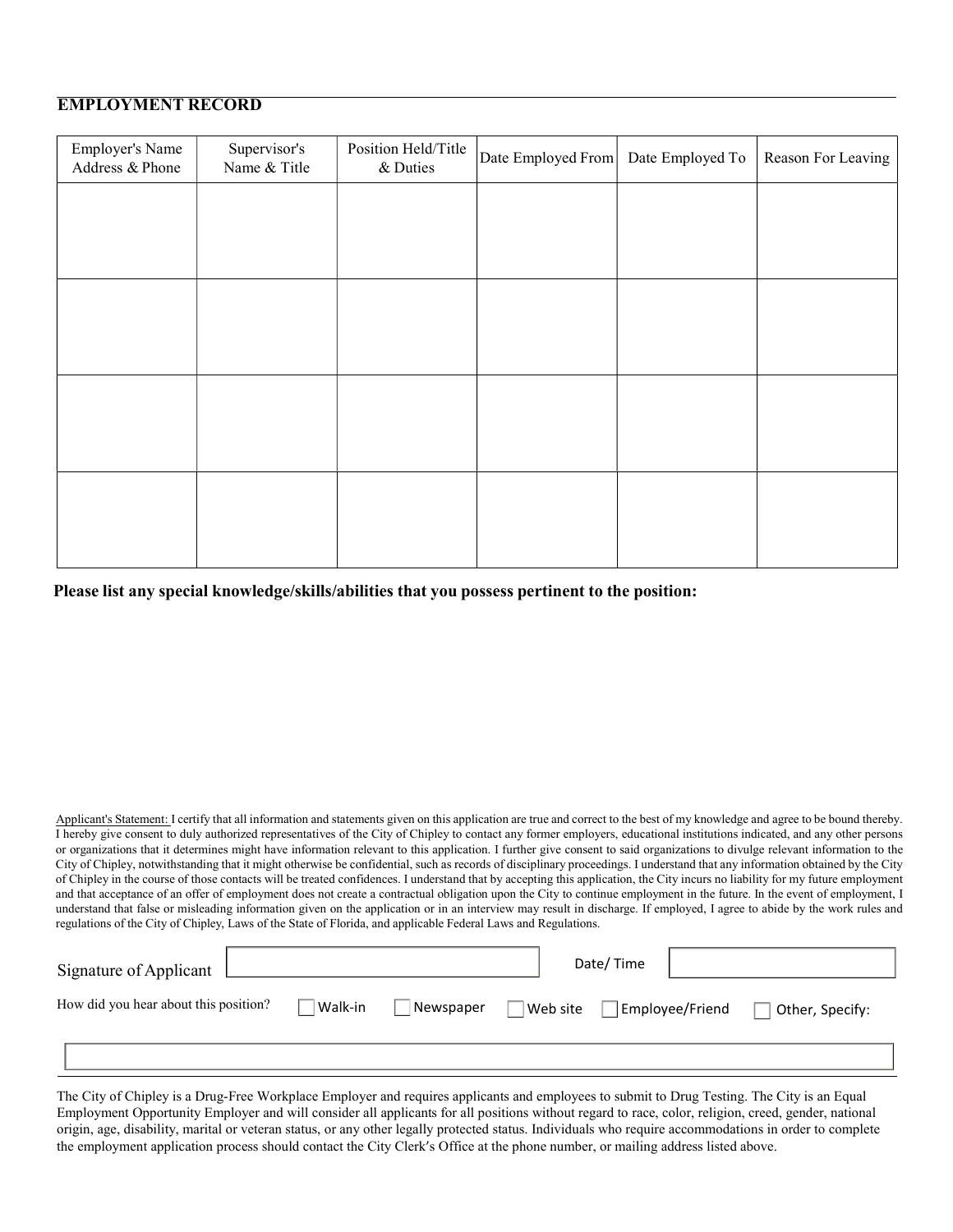## EMPLOYMENT RECORD

| Employer's Name Address & Phone | Supervisor's Name & Title | Position Held/Title & Duties | Date Employed From | Date Employed To | Reason For Leaving |
|---|---|---|---|---|---|
| | | | | | |
| | | | | | |
| | | | | | |
| | | | | | |

**Please list any special knowledge/skills/abilities that you possess pertinent to the position:**

Applicant's Statement: I certify that all information and statements given on this application are true and correct to the best of my knowledge and agree to be bound thereby. I hereby give consent to duly authorized representatives of the City of Chipley to contact any former employers, educational institutions indicated, and any other persons or organizations that it determines might have information relevant to this application. I further give consent to said organizations to divulge relevant information to the City of Chipley, notwithstanding that it might otherwise be confidential, such as records of disciplinary proceedings. I understand that any information obtained by the City of Chipley in the course of those contacts will be treated confidences. I understand that by accepting this application, the City incurs no liability for my future employment and that acceptance of an offer of employment does not create a contractual obligation upon the City to continue employment in the future. In the event of employment, I understand that false or misleading information given on the application or in an interview may result in discharge. If employed, I agree to abide by the work rules and regulations of the City of Chipley, Laws of the State of Florida, and applicable Federal Laws and Regulations.

Signature of Applicant ____________________ Date/ Time ____________________

How did you hear about this position? ☐ Walk-in ☐ Newspaper ☐ Web site ☐ Employee/Friend ☐ Other, Specify:

____________________

The City of Chipley is a Drug-Free Workplace Employer and requires applicants and employees to submit to Drug Testing. The City is an Equal Employment Opportunity Employer and will consider all applicants for all positions without regard to race, color, religion, creed, gender, national origin, age, disability, marital or veteran status, or any other legally protected status. Individuals who require accommodations in order to complete the employment application process should contact the City Clerk's Office at the phone number, or mailing address listed above.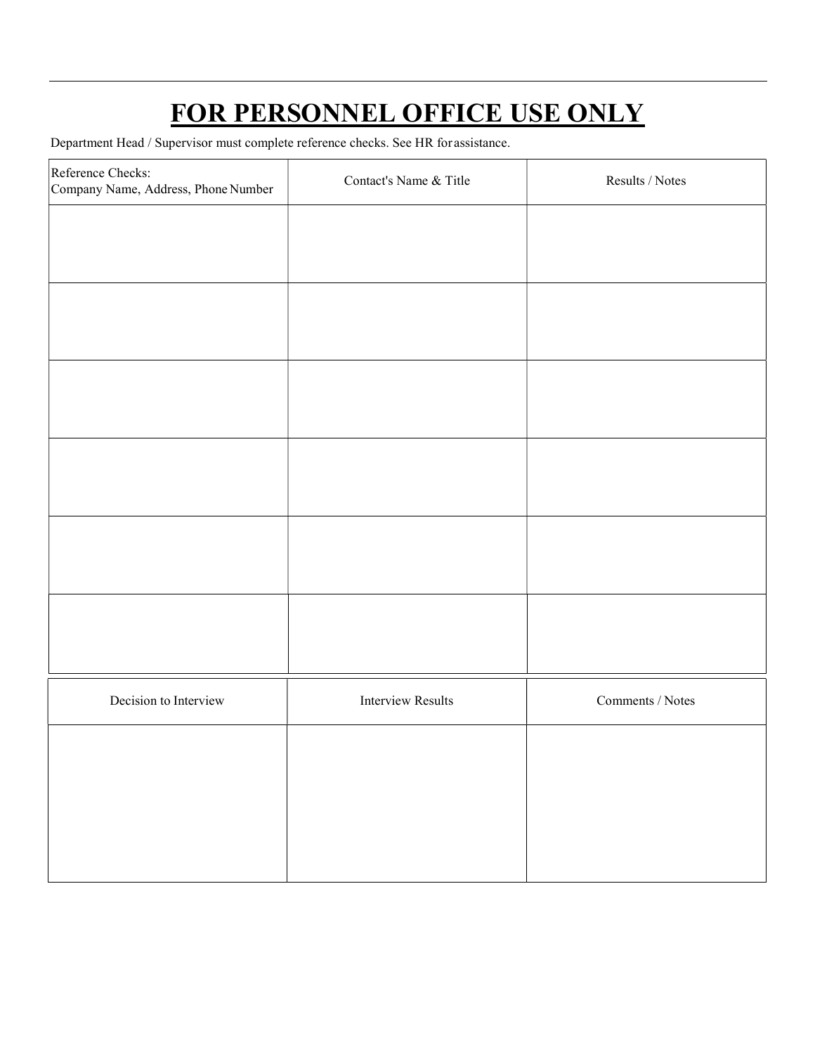# FOR PERSONNEL OFFICE USE ONLY

Department Head / Supervisor must complete reference checks. See HR for assistance.

| Reference Checks:<br>Company Name, Address, Phone Number | Contact's Name & Title | Results / Notes |
|---|---|---|
| | | |
| | | |
| | | |
| | | |
| | | |
| | | |

| Decision to Interview | Interview Results | Comments / Notes |
|---|---|---|
| | | |